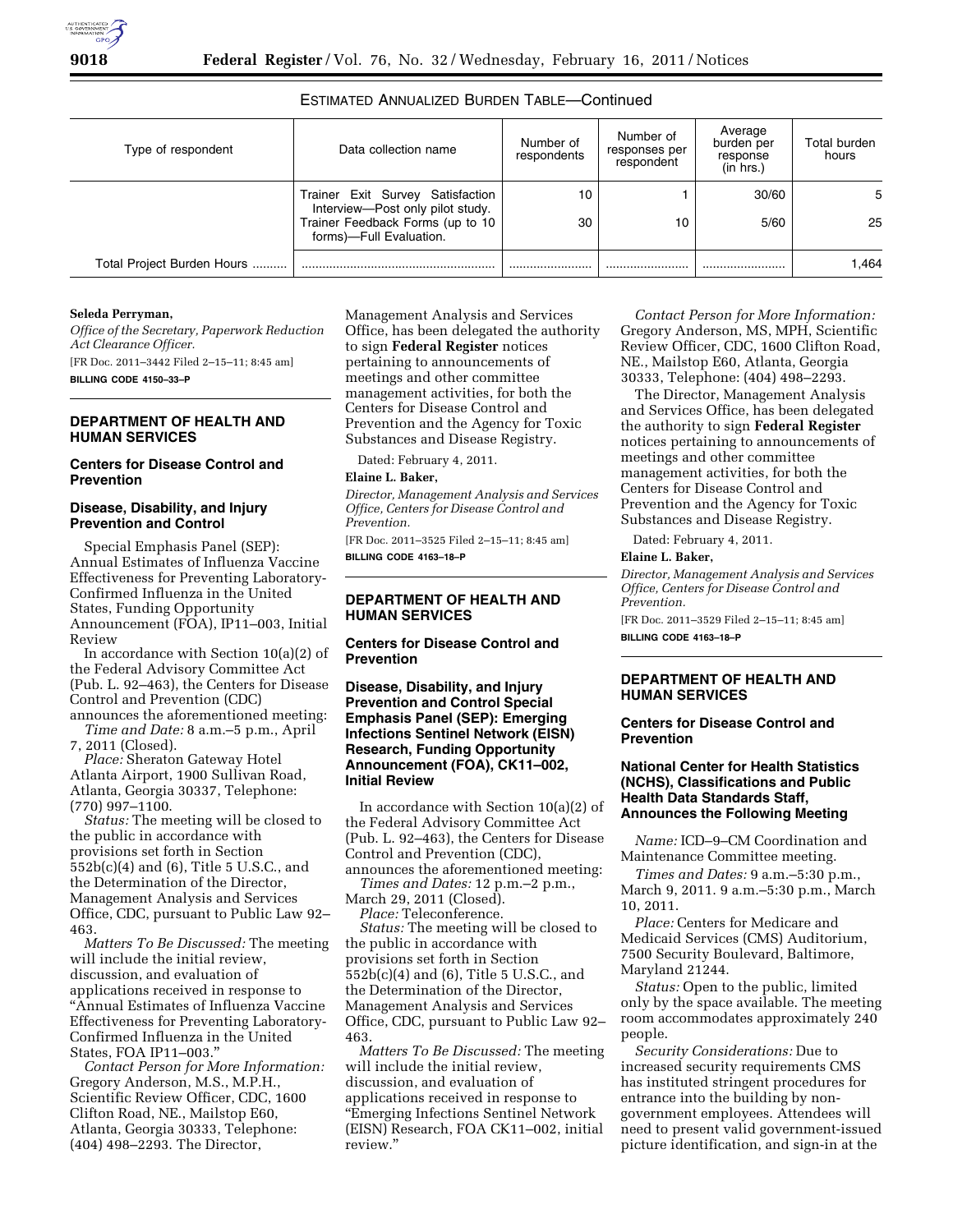ESTIMATED ANNUALIZED BURDEN TABLE—Continued

| Type of respondent | Data collection name | Number of respondents | Number of responses per respondent | Average burden per response (in hrs.) | Total burden hours |
|---|---|---|---|---|---|
| | Trainer Exit Survey Satisfaction Interview—Post only pilot study. | 10 | 1 | 30/60 | 5 |
| | Trainer Feedback Forms (up to 10 forms)—Full Evaluation. | 30 | 10 | 5/60 | 25 |
| Total Project Burden Hours .......... | ........................................................ | ........................ | ........................ | ........................ | 1,464 |

**Seleda Perryman,**

*Office of the Secretary, Paperwork Reduction Act Clearance Officer.*

[FR Doc. 2011–3442 Filed 2–15–11; 8:45 am]

**BILLING CODE 4150–33–P**

## DEPARTMENT OF HEALTH AND HUMAN SERVICES

### Centers for Disease Control and Prevention

### Disease, Disability, and Injury Prevention and Control

Special Emphasis Panel (SEP): Annual Estimates of Influenza Vaccine Effectiveness for Preventing Laboratory-Confirmed Influenza in the United States, Funding Opportunity Announcement (FOA), IP11–003, Initial Review

In accordance with Section 10(a)(2) of the Federal Advisory Committee Act (Pub. L. 92–463), the Centers for Disease Control and Prevention (CDC) announces the aforementioned meeting:

*Time and Date:* 8 a.m.–5 p.m., April 7, 2011 (Closed).

*Place:* Sheraton Gateway Hotel Atlanta Airport, 1900 Sullivan Road, Atlanta, Georgia 30337, Telephone: (770) 997–1100.

*Status:* The meeting will be closed to the public in accordance with provisions set forth in Section 552b(c)(4) and (6), Title 5 U.S.C., and the Determination of the Director, Management Analysis and Services Office, CDC, pursuant to Public Law 92–463.

*Matters To Be Discussed:* The meeting will include the initial review, discussion, and evaluation of applications received in response to "Annual Estimates of Influenza Vaccine Effectiveness for Preventing Laboratory-Confirmed Influenza in the United States, FOA IP11–003."

*Contact Person for More Information:* Gregory Anderson, M.S., M.P.H., Scientific Review Officer, CDC, 1600 Clifton Road, NE., Mailstop E60, Atlanta, Georgia 30333, Telephone: (404) 498–2293. The Director, Management Analysis and Services Office, has been delegated the authority to sign **Federal Register** notices pertaining to announcements of meetings and other committee management activities, for both the Centers for Disease Control and Prevention and the Agency for Toxic Substances and Disease Registry.

Dated: February 4, 2011.

**Elaine L. Baker,**

*Director, Management Analysis and Services Office, Centers for Disease Control and Prevention.*

[FR Doc. 2011–3525 Filed 2–15–11; 8:45 am]

**BILLING CODE 4163–18–P**

## DEPARTMENT OF HEALTH AND HUMAN SERVICES

### Centers for Disease Control and Prevention

### Disease, Disability, and Injury Prevention and Control Special Emphasis Panel (SEP): Emerging Infections Sentinel Network (EISN) Research, Funding Opportunity Announcement (FOA), CK11–002, Initial Review

In accordance with Section 10(a)(2) of the Federal Advisory Committee Act (Pub. L. 92–463), the Centers for Disease Control and Prevention (CDC), announces the aforementioned meeting:

*Times and Dates:* 12 p.m.–2 p.m., March 29, 2011 (Closed).

*Place:* Teleconference.

*Status:* The meeting will be closed to the public in accordance with provisions set forth in Section 552b(c)(4) and (6), Title 5 U.S.C., and the Determination of the Director, Management Analysis and Services Office, CDC, pursuant to Public Law 92–463.

*Matters To Be Discussed:* The meeting will include the initial review, discussion, and evaluation of applications received in response to "Emerging Infections Sentinel Network (EISN) Research, FOA CK11–002, initial review."

*Contact Person for More Information:* Gregory Anderson, MS, MPH, Scientific Review Officer, CDC, 1600 Clifton Road, NE., Mailstop E60, Atlanta, Georgia 30333, Telephone: (404) 498–2293.

The Director, Management Analysis and Services Office, has been delegated the authority to sign **Federal Register** notices pertaining to announcements of meetings and other committee management activities, for both the Centers for Disease Control and Prevention and the Agency for Toxic Substances and Disease Registry.

Dated: February 4, 2011.

**Elaine L. Baker,**

*Director, Management Analysis and Services Office, Centers for Disease Control and Prevention.*

[FR Doc. 2011–3529 Filed 2–15–11; 8:45 am]

**BILLING CODE 4163–18–P**

## DEPARTMENT OF HEALTH AND HUMAN SERVICES

### Centers for Disease Control and Prevention

### National Center for Health Statistics (NCHS), Classifications and Public Health Data Standards Staff, Announces the Following Meeting

*Name:* ICD–9–CM Coordination and Maintenance Committee meeting.

*Times and Dates:* 9 a.m.–5:30 p.m., March 9, 2011. 9 a.m.–5:30 p.m., March 10, 2011.

*Place:* Centers for Medicare and Medicaid Services (CMS) Auditorium, 7500 Security Boulevard, Baltimore, Maryland 21244.

*Status:* Open to the public, limited only by the space available. The meeting room accommodates approximately 240 people.

*Security Considerations:* Due to increased security requirements CMS has instituted stringent procedures for entrance into the building by non-government employees. Attendees will need to present valid government-issued picture identification, and sign-in at the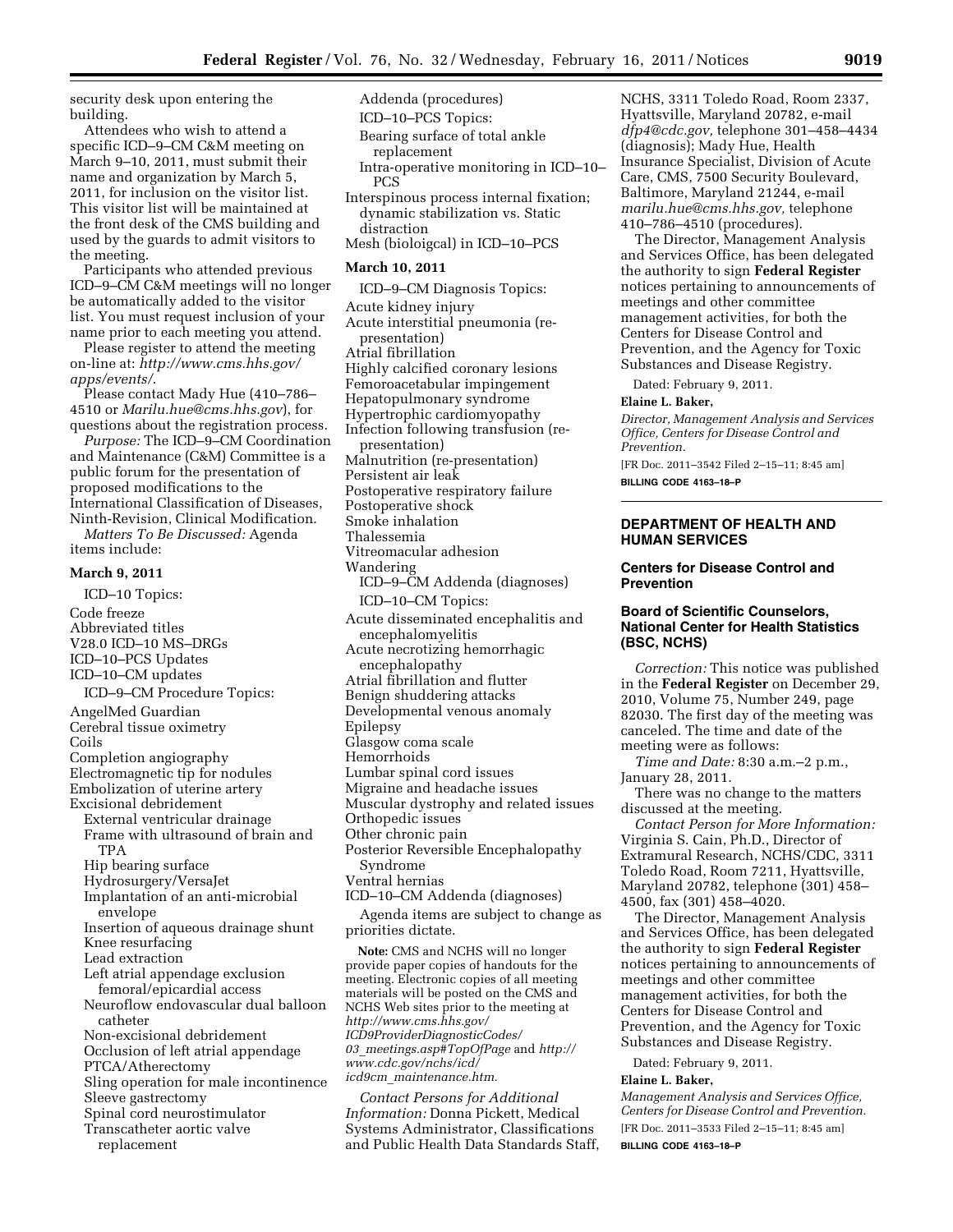security desk upon entering the building.

Attendees who wish to attend a specific ICD–9–CM C&M meeting on March 9–10, 2011, must submit their name and organization by March 5, 2011, for inclusion on the visitor list. This visitor list will be maintained at the front desk of the CMS building and used by the guards to admit visitors to the meeting.

Participants who attended previous ICD–9–CM C&M meetings will no longer be automatically added to the visitor list. You must request inclusion of your name prior to each meeting you attend.

Please register to attend the meeting on-line at: *http://www.cms.hhs.gov/apps/events/.*

Please contact Mady Hue (410–786–4510 or *Marilu.hue@cms.hhs.gov*), for questions about the registration process.

*Purpose:* The ICD–9–CM Coordination and Maintenance (C&M) Committee is a public forum for the presentation of proposed modifications to the International Classification of Diseases, Ninth-Revision, Clinical Modification.

*Matters To Be Discussed:* Agenda items include:

**March 9, 2011**

ICD–10 Topics:

Code freeze
Abbreviated titles
V28.0 ICD–10 MS–DRGs
ICD–10–PCS Updates
ICD–10–CM updates

ICD–9–CM Procedure Topics:

AngelMed Guardian
Cerebral tissue oximetry
Coils
Completion angiography
Electromagnetic tip for nodules
Embolization of uterine artery
Excisional debridement
External ventricular drainage
Frame with ultrasound of brain and TPA
Hip bearing surface
Hydrosurgery/VersaJet
Implantation of an anti-microbial envelope
Insertion of aqueous drainage shunt
Knee resurfacing
Lead extraction
Left atrial appendage exclusion femoral/epicardial access
Neuroflow endovascular dual balloon catheter
Non-excisional debridement
Occlusion of left atrial appendage
PTCA/Atherectomy
Sling operation for male incontinence
Sleeve gastrectomy
Spinal cord neurostimulator
Transcatheter aortic valve replacement
Addenda (procedures)

ICD–10–PCS Topics:

Bearing surface of total ankle replacement
Intra-operative monitoring in ICD–10–PCS
Interspinous process internal fixation; dynamic stabilization vs. Static distraction
Mesh (bioloigcal) in ICD–10–PCS

**March 10, 2011**

ICD–9–CM Diagnosis Topics:

Acute kidney injury
Acute interstitial pneumonia (re-presentation)
Atrial fibrillation
Highly calcified coronary lesions
Femoroacetabular impingement
Hepatopulmonary syndrome
Hypertrophic cardiomyopathy
Infection following transfusion (re-presentation)
Malnutrition (re-presentation)
Persistent air leak
Postoperative respiratory failure
Postoperative shock
Smoke inhalation
Thalessemia
Vitreomacular adhesion
Wandering
ICD–9–CM Addenda (diagnoses)

ICD–10–CM Topics:

Acute disseminated encephalitis and encephalomyelitis
Acute necrotizing hemorrhagic encephalopathy
Atrial fibrillation and flutter
Benign shuddering attacks
Developmental venous anomaly
Epilepsy
Glasgow coma scale
Hemorrhoids
Lumbar spinal cord issues
Migraine and headache issues
Muscular dystrophy and related issues
Orthopedic issues
Other chronic pain
Posterior Reversible Encephalopathy Syndrome
Ventral hernias
ICD–10–CM Addenda (diagnoses)

Agenda items are subject to change as priorities dictate.

**Note:** CMS and NCHS will no longer provide paper copies of handouts for the meeting. Electronic copies of all meeting materials will be posted on the CMS and NCHS Web sites prior to the meeting at *http://www.cms.hhs.gov/ICD9ProviderDiagnosticCodes/03_meetings.asp#TopOfPage* and *http://www.cdc.gov/nchs/icd/icd9cm_maintenance.htm.*

*Contact Persons for Additional Information:* Donna Pickett, Medical Systems Administrator, Classifications and Public Health Data Standards Staff, NCHS, 3311 Toledo Road, Room 2337, Hyattsville, Maryland 20782, e-mail *dfp4@cdc.gov,* telephone 301–458–4434 (diagnosis); Mady Hue, Health Insurance Specialist, Division of Acute Care, CMS, 7500 Security Boulevard, Baltimore, Maryland 21244, e-mail *marilu.hue@cms.hhs.gov,* telephone 410–786–4510 (procedures).

The Director, Management Analysis and Services Office, has been delegated the authority to sign **Federal Register** notices pertaining to announcements of meetings and other committee management activities, for both the Centers for Disease Control and Prevention, and the Agency for Toxic Substances and Disease Registry.

Dated: February 9, 2011.

**Elaine L. Baker,**

*Director, Management Analysis and Services Office, Centers for Disease Control and Prevention.*

[FR Doc. 2011–3542 Filed 2–15–11; 8:45 am]

**BILLING CODE 4163–18–P**

## DEPARTMENT OF HEALTH AND HUMAN SERVICES

### Centers for Disease Control and Prevention

### Board of Scientific Counselors, National Center for Health Statistics (BSC, NCHS)

*Correction:* This notice was published in the **Federal Register** on December 29, 2010, Volume 75, Number 249, page 82030. The first day of the meeting was canceled. The time and date of the meeting were as follows:

*Time and Date:* 8:30 a.m.–2 p.m., January 28, 2011.

There was no change to the matters discussed at the meeting.

*Contact Person for More Information:* Virginia S. Cain, Ph.D., Director of Extramural Research, NCHS/CDC, 3311 Toledo Road, Room 7211, Hyattsville, Maryland 20782, telephone (301) 458–4500, fax (301) 458–4020.

The Director, Management Analysis and Services Office, has been delegated the authority to sign **Federal Register** notices pertaining to announcements of meetings and other committee management activities, for both the Centers for Disease Control and Prevention, and the Agency for Toxic Substances and Disease Registry.

Dated: February 9, 2011.

**Elaine L. Baker,**

*Management Analysis and Services Office, Centers for Disease Control and Prevention.*

[FR Doc. 2011–3533 Filed 2–15–11; 8:45 am]

**BILLING CODE 4163–18–P**